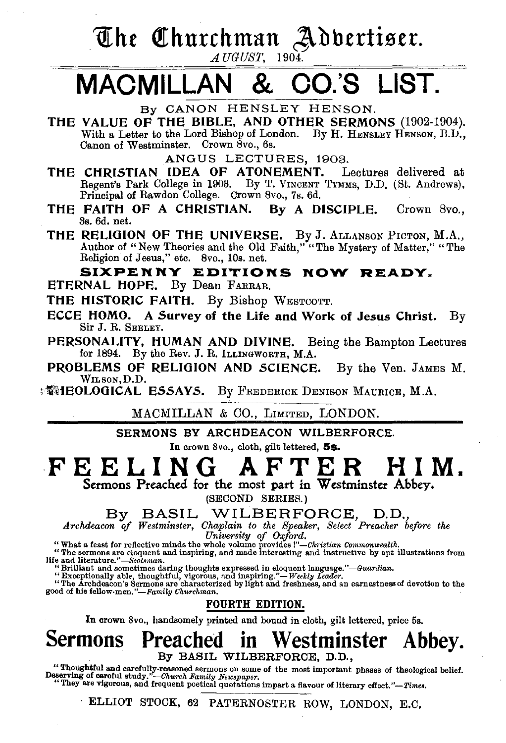# The Churchman Advertiser.

*AUGUST, 1904.*

# MACMILLAN & CO.'S LIST.

By CANON HENSLEY HENSON.

**THE VALUE OF THE BIBLE, AND OTHER SERMONS** (1902-1904). With a Letter to the Lord Bishop of London. By H. HENSLEY HENSON, B.D., Canon of Westminster. Crown 8vo., 6s.

ANGUS LECTURES, 1903.

**THE CHRISTIAN IDEA OF ATONEMENT.** Lectures delivered at Regent's Park College in 1903. By T. VINCENT TYMMS, D.D. (St. Andrews), Principal of Rawdon College. Crown 8vo., 7s. 6d.

**THE FAITH OF A CHRISTIAN. By A DISCIPLE.** Crown 8vo., 3s. 6d. net.

**THE RELIGION OF THE UNIVERSE.** By J. ALLANSON PICTON, M.A., Author of "New Theories and the Old Faith," "The Mystery of Matter," "The Religion of Jesus," etc. 8vo., 10s. net.

**SIXPENNY EDITIONS NOW READY.**

**ETERNAL HOPE.** By Dean FARRAR.

**THE HISTORIC FAITH.** By Bishop WESTCOTT.

**ECCE HOMO. A Survey of the Life and Work of Jesus Christ.** By Sir J. R. SEELEY.

**PERSONALITY, HUMAN AND DIVINE.** Being the Bampton Lectures for 1894. By the Rev. J. R. ILLINGWORTH, M.A.

**PROBLEMS OF RELIGION AND SCIENCE.** By the Ven. JAMES M. WILSON, D.D.

**THEOLOGICAL ESSAYS.** By FREDERICK DENISON MAURICE, M.A.

MACMILLAN & CO., LIMITED, LONDON.

---

SERMONS BY ARCHDEACON WILBERFORCE.

In crown 8vo., cloth, gilt lettered, **5s.**

# FEELING AFTER HIM.

**Sermons Preached for the most part in Westminster Abbey.**

(SECOND SERIES.)

By BASIL WILBERFORCE, D.D.,

*Archdeacon of Westminster, Chaplain to the Speaker, Select Preacher before the University of Oxford.*

"What a feast for reflective minds the whole volume provides!"—*Christian Commonwealth.*

"The sermons are eloquent and inspiring, and made interesting and instructive by apt illustrations from life and literature."—*Scotsman.*

"Brilliant and sometimes daring thoughts expressed in eloquent language."—*Guardian.*

"Exceptionally able, thoughtful, vigorous, and inspiring."—*Weekly Leader.*

"The Archdeacon's Sermons are characterized by light and freshness, and an earnestness of devotion to the good of his fellow-men."—*Family Churchman.*

**FOURTH EDITION.**

In crown 8vo., handsomely printed and bound in cloth, gilt lettered, price 5s.

# Sermons Preached in Westminster Abbey.

By BASIL WILBERFORCE, D.D.,

"Thoughtful and carefully-reasoned sermons on some of the most important phases of theological belief. Deserving of careful study."—*Church Family Newspaper.*

"They are vigorous, and frequent poetical quotations impart a flavour of literary effect."—*Times.*

ELLIOT STOCK, 62 PATERNOSTER ROW, LONDON, E.C.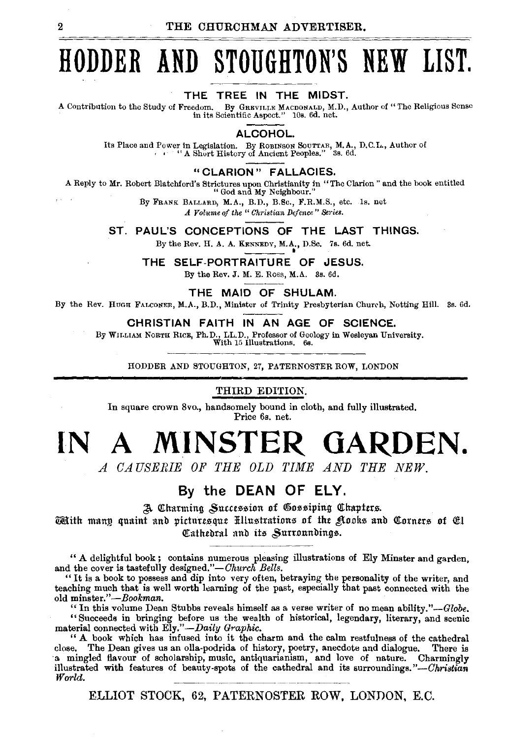# HODDER AND STOUGHTON'S NEW LIST.

### THE TREE IN THE MIDST.

A Contribution to the Study of Freedom. By GREVILLE MACDONALD, M.D., Author of "The Religious Sense in its Scientific Aspect." 10s. 6d. net.

### ALCOHOL.

Its Place and Power in Legislation. By ROBINSON SOUTTAR, M.A., D.C.L., Author of "A Short History of Ancient Peoples." 3s. 6d.

### "CLARION" FALLACIES.

A Reply to Mr. Robert Blatchford's Strictures upon Christianity in "The Clarion" and the book entitled "God and My Neighbour."

By FRANK BALLARD, M.A., B.D., B.Sc., F.R.M.S., etc. 1s. net

*A Volume of the "Christian Defence" Series.*

### ST. PAUL'S CONCEPTIONS OF THE LAST THINGS.

By the Rev. H. A. A. KENNEDY, M.A., D.Sc. 7s. 6d. net.

### THE SELF-PORTRAITURE OF JESUS.

By the Rev. J. M. E. ROSS, M.A. 3s. 6d.

### THE MAID OF SHULAM.

By the Rev. HUGH FALCONER, M.A., B.D., Minister of Trinity Presbyterian Church, Notting Hill. 3s. 6d.

### CHRISTIAN FAITH IN AN AGE OF SCIENCE.

By WILLIAM NORTH RICE, Ph.D., LL.D., Professor of Geology in Wesleyan University. With 15 Illustrations. 6s.

HODDER AND STOUGHTON, 27, PATERNOSTER ROW, LONDON

---

THIRD EDITION.

In square crown 8vo., handsomely bound in cloth, and fully illustrated. Price 6s. net.

# IN A MINSTER GARDEN.

*A CAUSERIE OF THE OLD TIME AND THE NEW.*

## By the DEAN OF ELY.

A Charming Succession of Gossiping Chapters.

With many quaint and picturesque Illustrations of the Nooks and Corners of El Cathedral and its Surroundings.

"A delightful book; contains numerous pleasing illustrations of Ely Minster and garden, and the cover is tastefully designed."—*Church Bells.*

"It is a book to possess and dip into very often, betraying the personality of the writer, and teaching much that is well worth learning of the past, especially that past connected with the old minster."—*Bookman.*

"In this volume Dean Stubbs reveals himself as a verse writer of no mean ability."—*Globe.*

"Succeeds in bringing before us the wealth of historical, legendary, literary, and scenic material connected with Ely."—*Daily Graphic.*

"A book which has infused into it the charm and the calm restfulness of the cathedral close. The Dean gives us an olla-podrida of history, poetry, anecdote and dialogue. There is a mingled flavour of scholarship, music, antiquarianism, and love of nature. Charmingly illustrated with features of beauty-spots of the cathedral and its surroundings."—*Christian World.*

ELLIOT STOCK, 62, PATERNOSTER ROW, LONDON, E.C.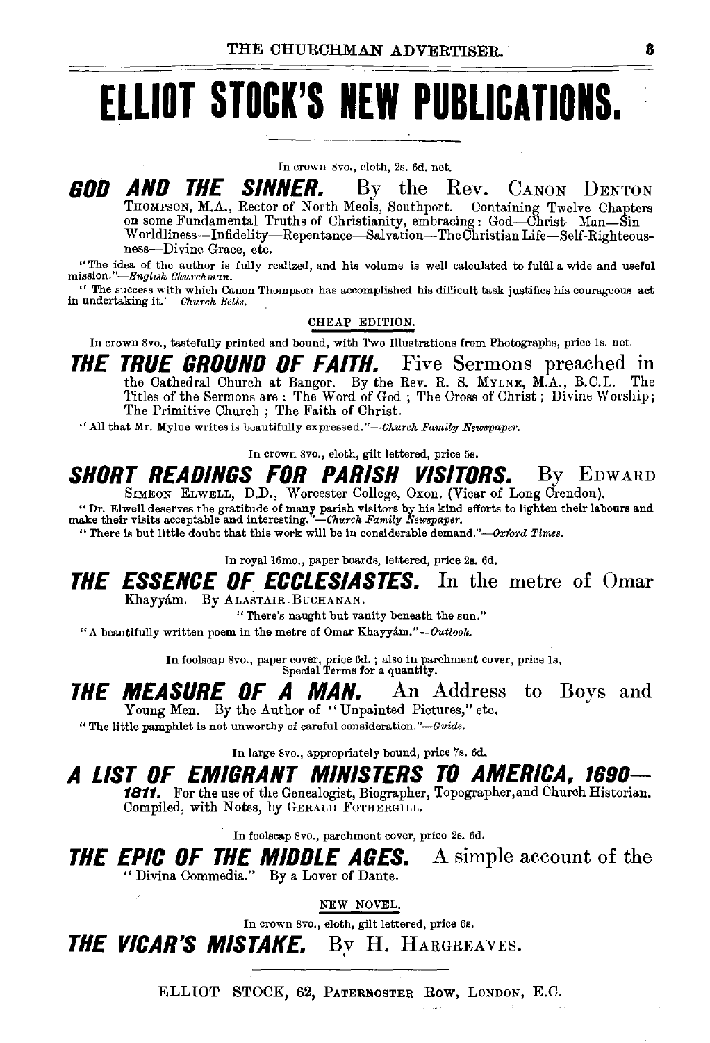# ELLIOT STOCK'S NEW PUBLICATIONS.

In crown 8vo., cloth, 2s. 6d. net.

## *GOD AND THE SINNER.*

By the Rev. CANON DENTON THOMPSON, M.A., Rector of North Meols, Southport. Containing Twelve Chapters on some Fundamental Truths of Christianity, embracing: God—Christ—Man—Sin—Worldliness—Infidelity—Repentance—Salvation—The Christian Life—Self-Righteousness—Divine Grace, etc.

"The idea of the author is fully realized, and his volume is well calculated to fulfil a wide and useful mission."—*English Churchman.*

"The success with which Canon Thompson has accomplished his difficult task justifies his courageous act in undertaking it."—*Church Bells.*

CHEAP EDITION.

In crown 8vo., tastefully printed and bound, with Two Illustrations from Photographs, price 1s. net.

## *THE TRUE GROUND OF FAITH.*

Five Sermons preached in the Cathedral Church at Bangor. By the Rev. R. S. MYLNE, M.A., B.C.L. The Titles of the Sermons are: The Word of God; The Cross of Christ; Divine Worship; The Primitive Church; The Faith of Christ.

"All that Mr. Mylne writes is beautifully expressed."—*Church Family Newspaper.*

In crown 8vo., cloth, gilt lettered, price 5s.

## *SHORT READINGS FOR PARISH VISITORS.*

By EDWARD SIMEON ELWELL, D.D., Worcester College, Oxon. (Vicar of Long Crendon).

"Dr. Elwell deserves the gratitude of many parish visitors by his kind efforts to lighten their labours and make their visits acceptable and interesting."—*Church Family Newspaper.*

"There is but little doubt that this work will be in considerable demand."—*Oxford Times.*

In royal 16mo., paper boards, lettered, price 2s. 6d.

## *THE ESSENCE OF ECCLESIASTES.*

In the metre of Omar Khayyám. By ALASTAIR BUCHANAN.

"There's naught but vanity beneath the sun."

"A beautifully written poem in the metre of Omar Khayyám."—*Outlook.*

In foolscap 8vo., paper cover, price 6d.; also in parchment cover, price 1s. Special Terms for a quantity.

## *THE MEASURE OF A MAN.*

An Address to Boys and Young Men. By the Author of "Unpainted Pictures," etc.

"The little pamphlet is not unworthy of careful consideration."—*Guide.*

In large 8vo., appropriately bound, price 7s. 6d.

## *A LIST OF EMIGRANT MINISTERS TO AMERICA, 1690—1811.*

For the use of the Genealogist, Biographer, Topographer, and Church Historian. Compiled, with Notes, by GERALD FOTHERGILL.

In foolscap 8vo., parchment cover, price 2s. 6d.

## *THE EPIC OF THE MIDDLE AGES.*

A simple account of the "Divina Commedia." By a Lover of Dante.

NEW NOVEL.

In crown 8vo., cloth, gilt lettered, price 6s.

## *THE VICAR'S MISTAKE.*

By H. HARGREAVES.

ELLIOT STOCK, 62, PATERNOSTER ROW, LONDON, E.C.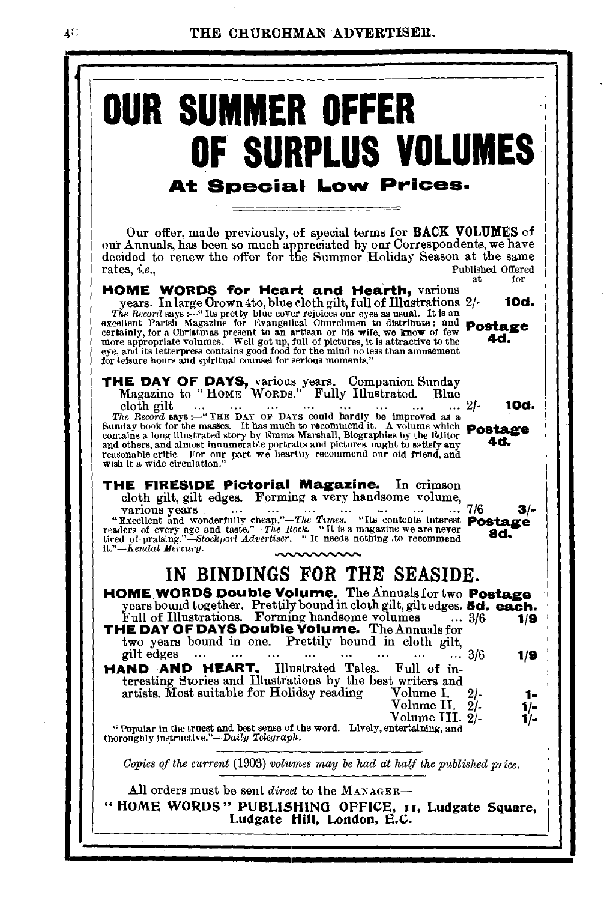# OUR SUMMER OFFER OF SURPLUS VOLUMES

## At Special Low Prices.

Our offer, made previously, of special terms for **BACK VOLUMES** of our Annuals, has been so much appreciated by our Correspondents, we have decided to renew the offer for the Summer Holiday Season at the same rates, *i.e.*,

| | Published at | Offered for |
|---|---|---|
| **HOME WORDS for Heart and Hearth,** various years. In large Crown 4to, blue cloth gilt, full of Illustrations | 2/- | **10d.** |
| | | **Postage 4d.** |

*The Record* says :—"Its pretty blue cover rejoices our eyes as usual. It is an excellent Parish Magazine for Evangelical Churchmen to distribute; and certainly, for a Christmas present to an artisan or his wife, we know of few more appropriate volumes. Well got up, full of pictures, it is attractive to the eye, and its letterpress contains good food for the mind no less than amusement for leisure hours and spiritual counsel for serious moments."

| | Published at | Offered for |
|---|---|---|
| **THE DAY OF DAYS,** various years. Companion Sunday Magazine to "HOME WORDS." Fully Illustrated. Blue cloth gilt | 2/- | **10d.** |
| | | **Postage 4d.** |

*The Record* says :—"THE DAY OF DAYS could hardly be improved as a Sunday book for the masses. It has much to recommend it. A volume which contains a long illustrated story by Emma Marshall, Biographies by the Editor and others, and almost innumerable portraits and pictures, ought to satisfy any reasonable critic. For our part we heartily recommend our old friend, and wish it a wide circulation."

| | Published at | Offered for |
|---|---|---|
| **THE FIRESIDE Pictorial Magazine.** In crimson cloth gilt, gilt edges. Forming a very handsome volume, various years | 7/6 | **3/-** |
| | | **Postage 8d.** |

"Excellent and wonderfully cheap."—*The Times.* "Its contents interest readers of every age and taste."—*The Rock.* "It is a magazine we are never tired of praising."—*Stockport Advertiser.* "It needs nothing to recommend it."—*Kendal Mercury.*

## IN BINDINGS FOR THE SEASIDE.

**Postage 5d. each.**

| | Published at | Offered for |
|---|---|---|
| **HOME WORDS Double Volume.** The Annuals for two years bound together. Prettily bound in cloth gilt, gilt edges. Full of Illustrations. Forming handsome volumes | 3/6 | **1/9** |
| **THE DAY OF DAYS Double Volume.** The Annuals for two years bound in one. Prettily bound in cloth gilt, gilt edges | 3/6 | **1/9** |
| **HAND AND HEART.** Illustrated Tales. Full of interesting Stories and Illustrations by the best writers and artists. Most suitable for Holiday reading — Volume I. | 2/- | **1-** |
| Volume II. | 2/- | **1/-** |
| Volume III. | 2/- | **1/-** |

"Popular in the truest and best sense of the word. Lively, entertaining, and thoroughly instructive."—*Daily Telegraph.*

*Copies of the current* (1903) *volumes may be had at half the published price.*

All orders must be sent *direct* to the MANAGER—

**"HOME WORDS" PUBLISHING OFFICE, 11, Ludgate Square, Ludgate Hill, London, E.C.**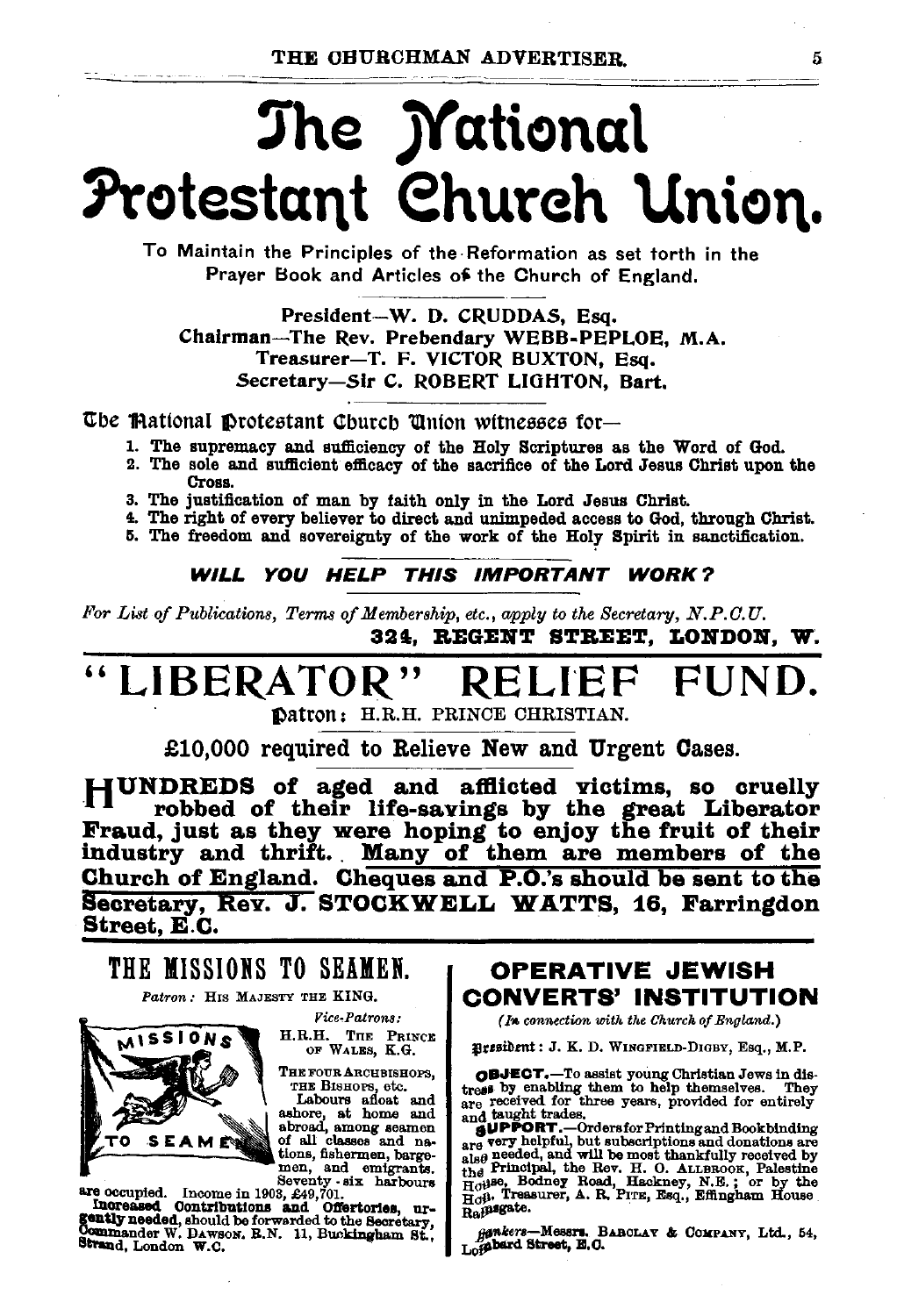# The National Protestant Church Union.

To Maintain the Principles of the Reformation as set forth in the Prayer Book and Articles of the Church of England.

President—W. D. CRUDDAS, Esq.
Chairman—The Rev. Prebendary WEBB-PEPLOE, M.A.
Treasurer—T. F. VICTOR BUXTON, Esq.
Secretary—Sir C. ROBERT LIGHTON, Bart.

The National Protestant Church Union witnesses for—

1. The supremacy and sufficiency of the Holy Scriptures as the Word of God.
2. The sole and sufficient efficacy of the sacrifice of the Lord Jesus Christ upon the Cross.
3. The justification of man by faith only in the Lord Jesus Christ.
4. The right of every believer to direct and unimpeded access to God, through Christ.
5. The freedom and sovereignty of the work of the Holy Spirit in sanctification.

***WILL YOU HELP THIS IMPORTANT WORK?***

*For List of Publications, Terms of Membership, etc., apply to the Secretary, N.P.C.U.*

**324, REGENT STREET, LONDON, W.**

# "LIBERATOR" RELIEF FUND.

Patron: H.R.H. PRINCE CHRISTIAN.

**£10,000 required to Relieve New and Urgent Cases.**

**HUNDREDS of aged and afflicted victims, so cruelly robbed of their life-savings by the great Liberator Fraud, just as they were hoping to enjoy the fruit of their industry and thrift. Many of them are members of the Church of England. Cheques and P.O.'s should be sent to the Secretary, Rev. J. STOCKWELL WATTS, 16, Farringdon Street, E.C.**

## THE MISSIONS TO SEAMEN.

*Patron:* HIS MAJESTY THE KING.

*Vice-Patrons:*
H.R.H. THE PRINCE OF WALES, K.G.
THE FOUR ARCHBISHOPS, THE BISHOPS, etc.

MISSIONS TO SEAMEN

Labours afloat and ashore, at home and abroad, among seamen of all classes and nations, fishermen, bargemen, and emigrants. Seventy-six harbours are occupied. Income in 1903, £49,701.

**Increased Contributions and Offertories, urgently needed,** should be forwarded to the Secretary, Commander W. DAWSON, R.N. 11, Buckingham St., Strand, London W.C.

## OPERATIVE JEWISH CONVERTS' INSTITUTION

*(In connection with the Church of England.)*

President: J. K. D. WINGFIELD-DIGBY, Esq., M.P.

**OBJECT.**—To assist young Christian Jews in distress by enabling them to help themselves. They are received for three years, provided for entirely and taught trades.

**SUPPORT.**—Orders for Printing and Bookbinding are very helpful, but subscriptions and donations are also needed, and will be most thankfully received by the Principal, the Rev. H. O. ALLBROOK, Palestine House, Bodney Road, Hackney, N.E.; or by the Hon. Treasurer, A. R. PITE, Esq., Effingham House Ramsgate.

*Bankers*—Messrs. BARCLAY & COMPANY, Ltd., 54, Lombard Street, E.C.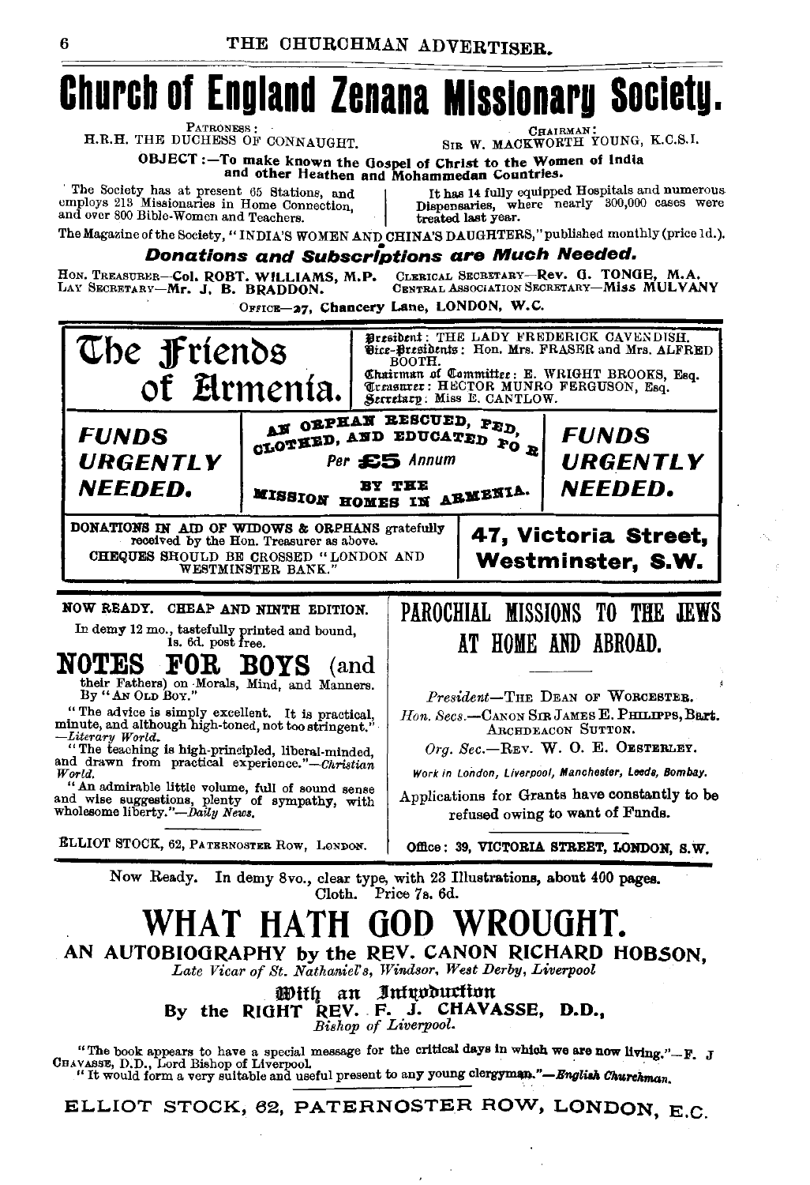# Church of England Zenana Missionary Society.

PATRONESS: H.R.H. THE DUCHESS OF CONNAUGHT.

CHAIRMAN: SIR W. MACKWORTH YOUNG, K.C.S.I.

**OBJECT:—To make known the Gospel of Christ to the Women of India and other Heathen and Mohammedan Countries.**

The Society has at present 65 Stations, and employs 213 Missionaries in Home Connection, and over 800 Bible-Women and Teachers.

It has 14 fully equipped Hospitals and numerous Dispensaries, where nearly 300,000 cases were treated last year.

The Magazine of the Society, "INDIA'S WOMEN AND CHINA'S DAUGHTERS," published monthly (price 1d.).

***Donations and Subscriptions are Much Needed.***

HON. TREASURER—**Col. ROBT. WILLIAMS, M.P.**
LAY SECRETARY—**Mr. J. B. BRADDON.**
CLERICAL SECRETARY—**Rev. G. TONGE, M.A.**
CENTRAL ASSOCIATION SECRETARY—**Miss MULVANY**

OFFICE—**27, Chancery Lane, LONDON, W.C.**

---

# The Friends of Armenia.

President: THE LADY FREDERICK CAVENDISH.
Vice-Presidents: Hon. Mrs. FRASER and Mrs. ALFRED BOOTH.
Chairman of Committee: E. WRIGHT BROOKS, Esq.
Treasurer: HECTOR MUNRO FERGUSON, Esq.
Secretary: Miss E. CANTLOW.

***FUNDS URGENTLY NEEDED.***

AN ORPHAN RESCUED, FED, CLOTHED, AND EDUCATED FOR
*Per* **£5** *Annum*
BY THE MISSION HOMES IN ARMENIA.

***FUNDS URGENTLY NEEDED.***

DONATIONS IN AID OF WIDOWS & ORPHANS gratefully received by the Hon. Treasurer as above.
CHEQUES SHOULD BE CROSSED "LONDON AND WESTMINSTER BANK."

**47, Victoria Street, Westminster, S.W.**

---

NOW READY. CHEAP AND NINTH EDITION.

In demy 12 mo., tastefully printed and bound, 1s. 6d. post free.

# NOTES FOR BOYS (and their Fathers) on Morals, Mind, and Manners.

By "AN OLD BOY."

"The advice is simply excellent. It is practical, minute, and although high-toned, not too stringent." —*Literary World.*

"The teaching is high-principled, liberal-minded, and drawn from practical experience."—*Christian World.*

"An admirable little volume, full of sound sense and wise suggestions, plenty of sympathy, with wholesome liberty."—*Daily News.*

ELLIOT STOCK, 62, PATERNOSTER ROW, LONDON.

---

# PAROCHIAL MISSIONS TO THE JEWS AT HOME AND ABROAD.

*President*—THE DEAN OF WORCESTER.

*Hon. Secs.*—CANON SIR JAMES E. PHILIPPS, Bart. ARCHDEACON SUTTON.

*Org. Sec.*—REV. W. O. E. OESTERLEY.

*Work in London, Liverpool, Manchester, Leeds, Bombay.*

Applications for Grants have constantly to be refused owing to want of Funds.

**Office: 39, VICTORIA STREET, LONDON, S.W.**

---

Now Ready. In demy 8vo., clear type, with 23 Illustrations, about 400 pages. Cloth. Price 7s. 6d.

# WHAT HATH GOD WROUGHT.

## AN AUTOBIOGRAPHY by the REV. CANON RICHARD HOBSON,

*Late Vicar of St. Nathaniel's, Windsor, West Derby, Liverpool*

With an Introduction
By the RIGHT REV. F. J. CHAVASSE, D.D.,
*Bishop of Liverpool.*

"The book appears to have a special message for the critical days in which we are now living."—F. J. CHAVASSE, D.D., Lord Bishop of Liverpool.

"It would form a very suitable and useful present to any young clergyman."—*English Churchman.*

ELLIOT STOCK, 62, PATERNOSTER ROW, LONDON, E.C.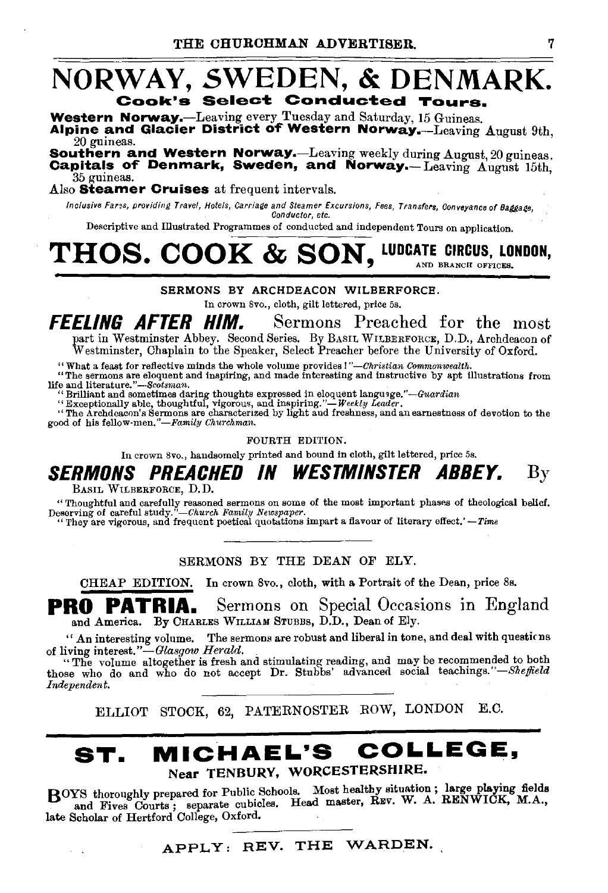# NORWAY, SWEDEN, & DENMARK.

## Cook's Select Conducted Tours.

**Western Norway.**—Leaving every Tuesday and Saturday, 15 Guineas.

**Alpine and Glacier District of Western Norway.**—Leaving August 9th, 20 guineas.

**Southern and Western Norway.**—Leaving weekly during August, 20 guineas.

**Capitals of Denmark, Sweden, and Norway.**—Leaving August 15th, 35 guineas.

Also **Steamer Cruises** at frequent intervals.

*Inclusive Fares, providing Travel, Hotels, Carriage and Steamer Excursions, Fees, Transfers, Conveyance of Baggage, Conductor, etc.*

Descriptive and Illustrated Programmes of conducted and independent Tours on application.

# THOS. COOK & SON, LUDGATE CIRCUS, LONDON, AND BRANCH OFFICES.

---

SERMONS BY ARCHDEACON WILBERFORCE.

In crown 8vo., cloth, gilt lettered, price 5s.

## *FEELING AFTER HIM.* Sermons Preached for the most

part in Westminster Abbey. Second Series. By BASIL WILBERFORCE, D.D., Archdeacon of Westminster, Chaplain to the Speaker, Select Preacher before the University of Oxford.

"What a feast for reflective minds the whole volume provides!"—*Christian Commonwealth.*

"The sermons are eloquent and inspiring, and made interesting and instructive by apt illustrations from life and literature."—*Scotsman.*

"Brilliant and sometimes daring thoughts expressed in eloquent language."—*Guardian*

"Exceptionally able, thoughtful, vigorous, and inspiring."—*Weekly Leader.*

"The Archdeacon's Sermons are characterized by light and freshness, and an earnestness of devotion to the good of his fellow-men."—*Family Churchman.*

FOURTH EDITION.

In crown 8vo., handsomely printed and bound in cloth, gilt lettered, price 5s.

## *SERMONS PREACHED IN WESTMINSTER ABBEY.* By

BASIL WILBERFORCE, D.D.

"Thoughtful and carefully reasoned sermons on some of the most important phases of theological belief. Deserving of careful study."—*Church Family Newspaper.*

"They are vigorous, and frequent poetical quotations impart a flavour of literary effect.'—*Time*

---

SERMONS BY THE DEAN OF ELY.

CHEAP EDITION. In crown 8vo., cloth, with a Portrait of the Dean, price 8s.

## PRO PATRIA. Sermons on Special Occasions in England

and America. By CHARLES WILLIAM STUBBS, D.D., Dean of Ely.

"An interesting volume. The sermons are robust and liberal in tone, and deal with questions of living interest."—*Glasgow Herald.*

"The volume altogether is fresh and stimulating reading, and may be recommended to both those who do and who do not accept Dr. Stubbs' advanced social teachings."—*Sheffield Independent.*

ELLIOT STOCK, 62, PATERNOSTER ROW, LONDON E.C.

---

# ST. MICHAEL'S COLLEGE,

### Near TENBURY, WORCESTERSHIRE.

BOYS thoroughly prepared for Public Schools. Most healthy situation; large playing fields and Fives Courts; separate cubicles. Head master, REV. W. A. RENWICK, M.A., late Scholar of Hertford College, Oxford.

APPLY: REV. THE WARDEN.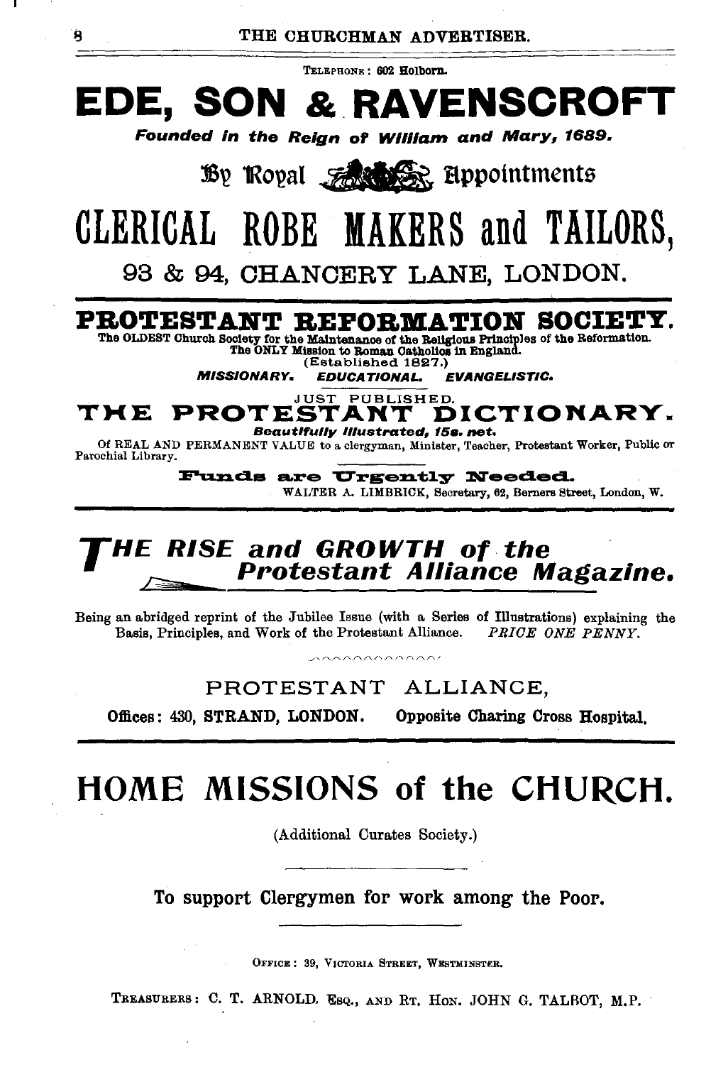TELEPHONE: 602 Holborn.

# EDE, SON & RAVENSCROFT

***Founded in the Reign of William and Mary, 1689.***

By Royal Appointments

# CLERICAL ROBE MAKERS and TAILORS,

93 & 94, CHANCERY LANE, LONDON.

---

# PROTESTANT REFORMATION SOCIETY.

**The OLDEST Church Society for the Maintenance of the Religious Principles of the Reformation.**
**The ONLY Mission to Roman Catholics in England.**
(Established 1827.)

***MISSIONARY. EDUCATIONAL. EVANGELISTIC.***

JUST PUBLISHED.

## THE PROTESTANT DICTIONARY.

***Beautifully Illustrated, 15s. net.***

Of REAL AND PERMANENT VALUE to a clergyman, Minister, Teacher, Protestant Worker, Public or Parochial Library.

**Funds are Urgently Needed.**

WALTER A. LIMBRICK, Secretary, 62, Berners Street, London, W.

---

## *THE RISE and GROWTH of the Protestant Alliance Magazine.*

Being an abridged reprint of the Jubilee Issue (with a Series of Illustrations) explaining the Basis, Principles, and Work of the Protestant Alliance. *PRICE ONE PENNY.*

PROTESTANT ALLIANCE,

**Offices: 430, STRAND, LONDON. Opposite Charing Cross Hospital.**

---

# HOME MISSIONS of the CHURCH.

(Additional Curates Society.)

To support Clergymen for work among the Poor.

OFFICE: 39, VICTORIA STREET, WESTMINSTER.

TREASURERS: C. T. ARNOLD, ESQ., AND RT. HON. JOHN G. TALBOT, M.P.